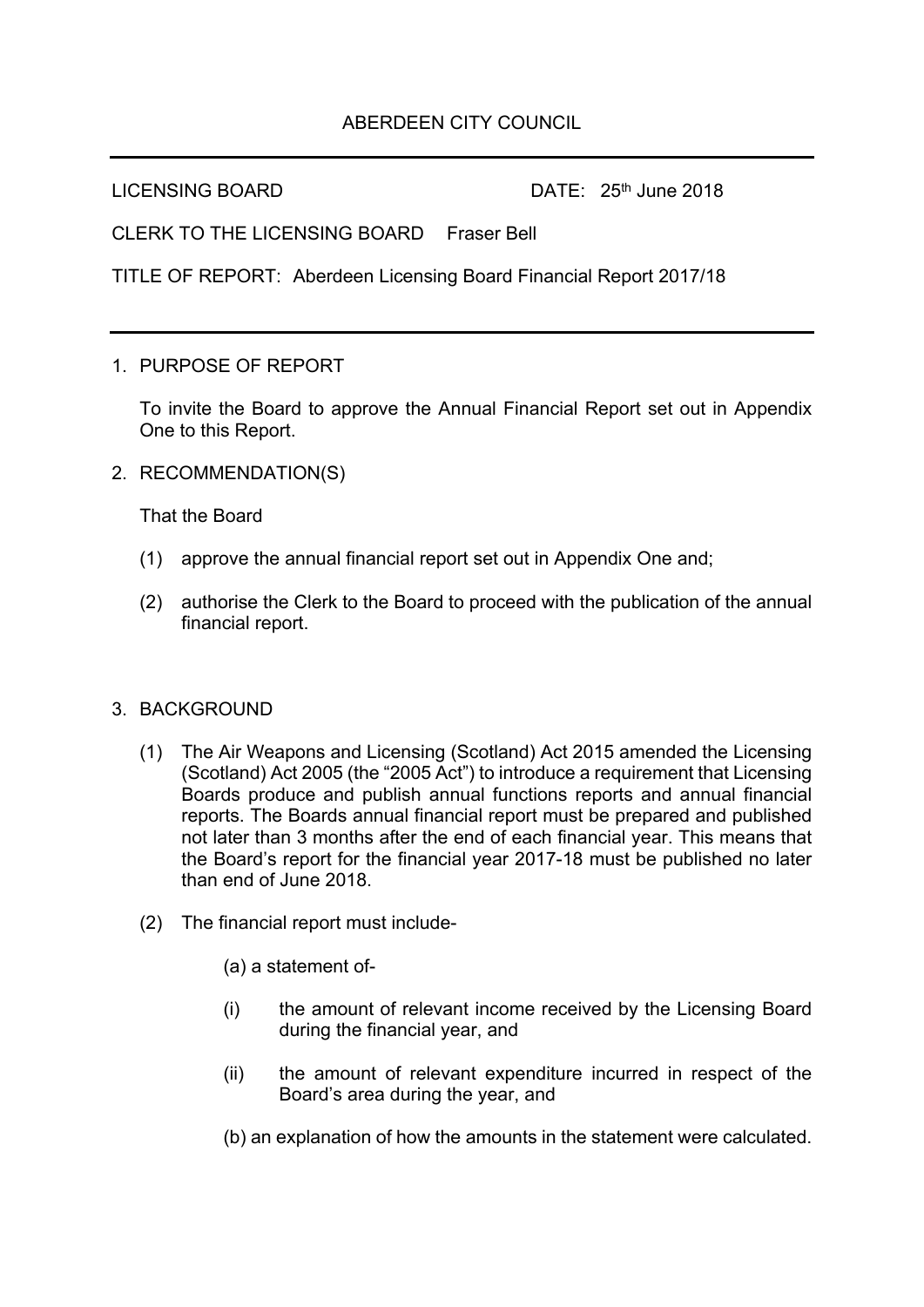ABERDEEN CITY COUNCIL

---

LICENSING BOARD DATE: 25th June 2018

CLERK TO THE LICENSING BOARD Fraser Bell

TITLE OF REPORT: Aberdeen Licensing Board Financial Report 2017/18

---

1. PURPOSE OF REPORT

   To invite the Board to approve the Annual Financial Report set out in Appendix One to this Report.

2. RECOMMENDATION(S)

   That the Board

   (1) approve the annual financial report set out in Appendix One and;

   (2) authorise the Clerk to the Board to proceed with the publication of the annual financial report.

3. BACKGROUND

   (1) The Air Weapons and Licensing (Scotland) Act 2015 amended the Licensing (Scotland) Act 2005 (the "2005 Act") to introduce a requirement that Licensing Boards produce and publish annual functions reports and annual financial reports. The Boards annual financial report must be prepared and published not later than 3 months after the end of each financial year. This means that the Board's report for the financial year 2017-18 must be published no later than end of June 2018.

   (2) The financial report must include-

      (a) a statement of-

      (i) the amount of relevant income received by the Licensing Board during the financial year, and

      (ii) the amount of relevant expenditure incurred in respect of the Board's area during the year, and

      (b) an explanation of how the amounts in the statement were calculated.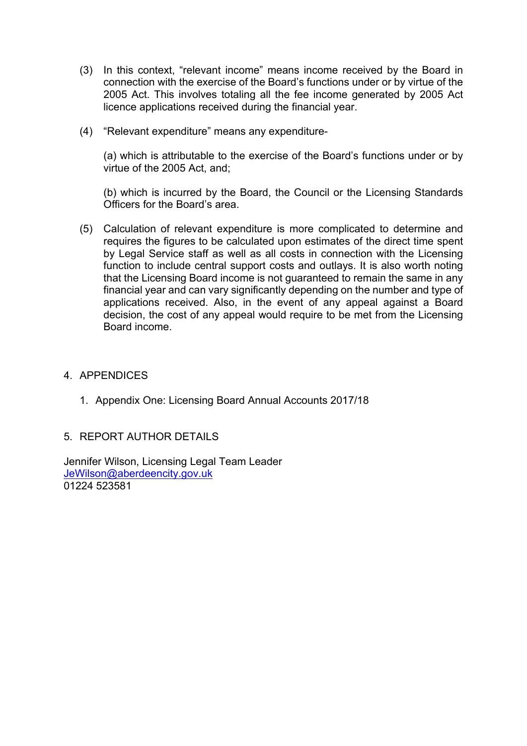(3) In this context, "relevant income" means income received by the Board in connection with the exercise of the Board's functions under or by virtue of the 2005 Act. This involves totaling all the fee income generated by 2005 Act licence applications received during the financial year.

(4) "Relevant expenditure" means any expenditure-

(a) which is attributable to the exercise of the Board's functions under or by virtue of the 2005 Act, and;

(b) which is incurred by the Board, the Council or the Licensing Standards Officers for the Board's area.

(5) Calculation of relevant expenditure is more complicated to determine and requires the figures to be calculated upon estimates of the direct time spent by Legal Service staff as well as all costs in connection with the Licensing function to include central support costs and outlays. It is also worth noting that the Licensing Board income is not guaranteed to remain the same in any financial year and can vary significantly depending on the number and type of applications received. Also, in the event of any appeal against a Board decision, the cost of any appeal would require to be met from the Licensing Board income.

## 4. APPENDICES

1. Appendix One: Licensing Board Annual Accounts 2017/18

## 5. REPORT AUTHOR DETAILS

Jennifer Wilson, Licensing Legal Team Leader
JeWilson@aberdeencity.gov.uk
01224 523581